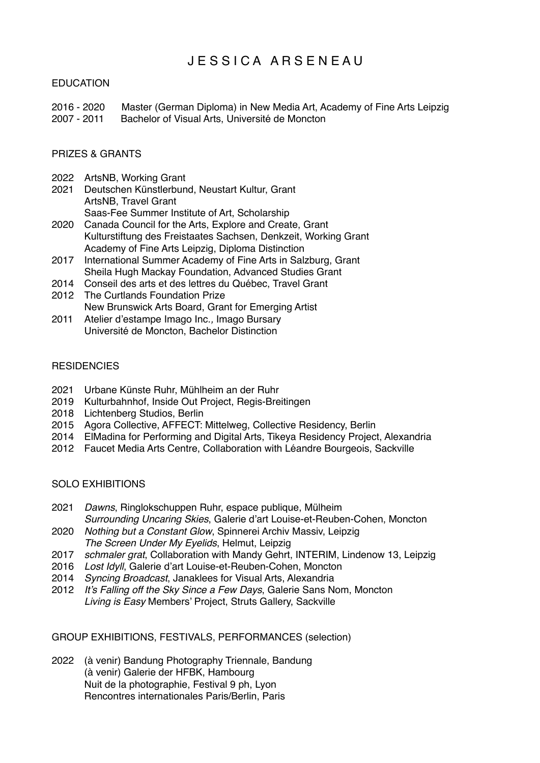# J E S S I C A  A R S E N E A U

## EDUCATION

2016 - 2020 Master (German Diploma) in New Media Art, Academy of Fine Arts Leipzig
2007 - 2011 Bachelor of Visual Arts, Université de Moncton

## PRIZES & GRANTS

2022 ArtsNB, Working Grant
2021 Deutschen Künstlerbund, Neustart Kultur, Grant
ArtsNB, Travel Grant
Saas-Fee Summer Institute of Art, Scholarship
2020 Canada Council for the Arts, Explore and Create, Grant
Kulturstiftung des Freistaates Sachsen, Denkzeit, Working Grant
Academy of Fine Arts Leipzig, Diploma Distinction
2017 International Summer Academy of Fine Arts in Salzburg, Grant
Sheila Hugh Mackay Foundation, Advanced Studies Grant
2014 Conseil des arts et des lettres du Québec, Travel Grant
2012 The Curtlands Foundation Prize
New Brunswick Arts Board, Grant for Emerging Artist
2011 Atelier d'estampe Imago Inc., Imago Bursary
Université de Moncton, Bachelor Distinction

## RESIDENCIES

2021 Urbane Künste Ruhr, Mühlheim an der Ruhr
2019 Kulturbahnhof, Inside Out Project, Regis-Breitingen
2018 Lichtenberg Studios, Berlin
2015 Agora Collective, AFFECT: Mittelweg, Collective Residency, Berlin
2014 ElMadina for Performing and Digital Arts, Tikeya Residency Project, Alexandria
2012 Faucet Media Arts Centre, Collaboration with Léandre Bourgeois, Sackville

## SOLO EXHIBITIONS

2021 *Dawns*, Ringlokschuppen Ruhr, espace publique, Mülheim
*Surrounding Uncaring Skies*, Galerie d'art Louise-et-Reuben-Cohen, Moncton
2020 *Nothing but a Constant Glow*, Spinnerei Archiv Massiv, Leipzig
*The Screen Under My Eyelids*, Helmut, Leipzig
2017 *schmaler grat*, Collaboration with Mandy Gehrt, INTERIM, Lindenow 13, Leipzig
2016 *Lost Idyll*, Galerie d'art Louise-et-Reuben-Cohen, Moncton
2014 *Syncing Broadcast*, Janaklees for Visual Arts, Alexandria
2012 *It's Falling off the Sky Since a Few Days*, Galerie Sans Nom, Moncton
*Living is Easy* Members' Project, Struts Gallery, Sackville

## GROUP EXHIBITIONS, FESTIVALS, PERFORMANCES (selection)

2022 (à venir) Bandung Photography Triennale, Bandung
(à venir) Galerie der HFBK, Hambourg
Nuit de la photographie, Festival 9 ph, Lyon
Rencontres internationales Paris/Berlin, Paris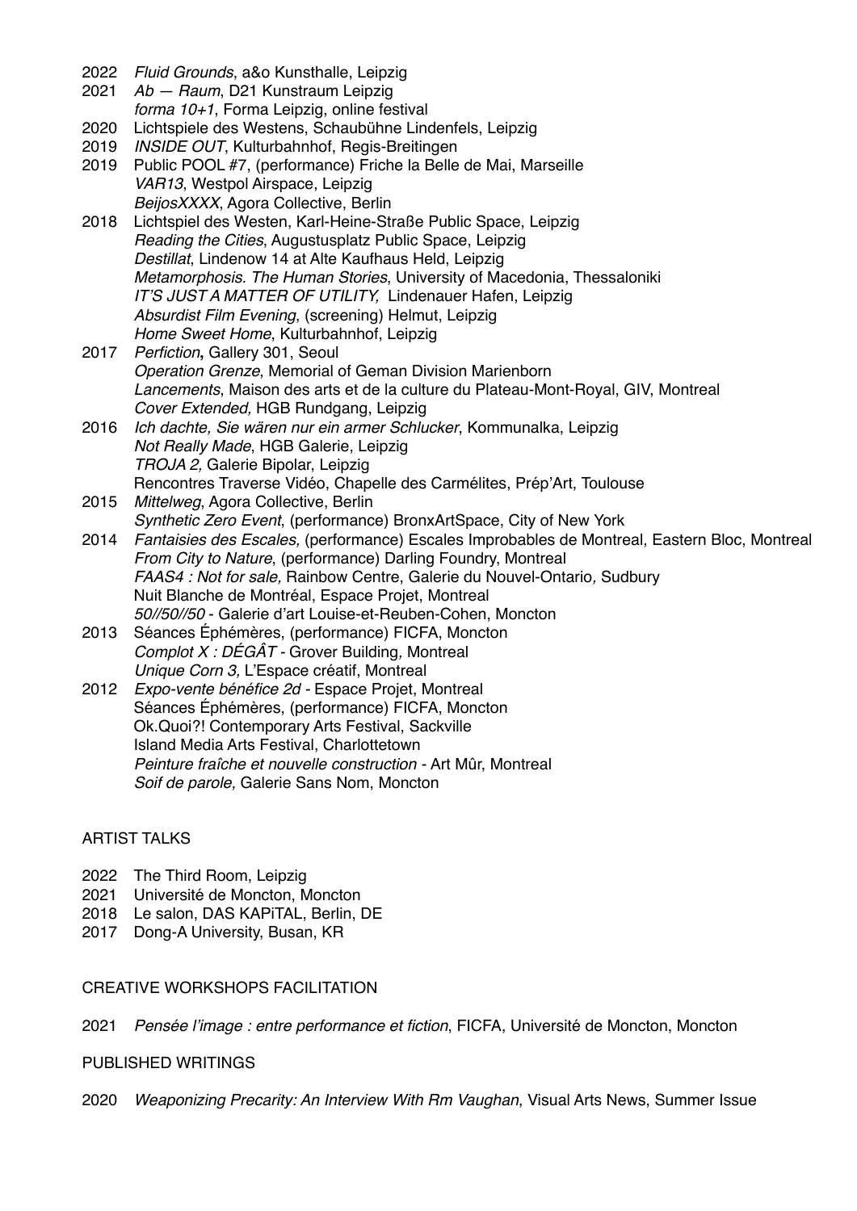2022 *Fluid Grounds*, a&o Kunsthalle, Leipzig
2021 *Ab — Raum*, D21 Kunstraum Leipzig
*forma 10+1*, Forma Leipzig, online festival
2020 Lichtspiele des Westens, Schaubühne Lindenfels, Leipzig
2019 *INSIDE OUT*, Kulturbahnhof, Regis-Breitingen
2019 Public POOL #7, (performance) Friche la Belle de Mai, Marseille
*VAR13*, Westpol Airspace, Leipzig
*BeijosXXXX*, Agora Collective, Berlin
2018 Lichtspiel des Westen, Karl-Heine-Straße Public Space, Leipzig
*Reading the Cities*, Augustusplatz Public Space, Leipzig
*Destillat*, Lindenow 14 at Alte Kaufhaus Held, Leipzig
*Metamorphosis. The Human Stories*, University of Macedonia, Thessaloniki
*IT'S JUST A MATTER OF UTILITY,* Lindenauer Hafen, Leipzig
*Absurdist Film Evening*, (screening) Helmut, Leipzig
*Home Sweet Home*, Kulturbahnhof, Leipzig
2017 *Perfiction***,** Gallery 301, Seoul
*Operation Grenze*, Memorial of Geman Division Marienborn
*Lancements*, Maison des arts et de la culture du Plateau-Mont-Royal, GIV, Montreal
*Cover Extended,* HGB Rundgang, Leipzig
2016 *Ich dachte, Sie wären nur ein armer Schlucker*, Kommunalka, Leipzig
*Not Really Made*, HGB Galerie, Leipzig
*TROJA 2,* Galerie Bipolar, Leipzig
Rencontres Traverse Vidéo, Chapelle des Carmélites, Prép'Art, Toulouse
2015 *Mittelweg*, Agora Collective, Berlin
*Synthetic Zero Event*, (performance) BronxArtSpace, City of New York
2014 *Fantaisies des Escales,* (performance) Escales Improbables de Montreal, Eastern Bloc, Montreal
*From City to Nature*, (performance) Darling Foundry, Montreal
*FAAS4 : Not for sale,* Rainbow Centre, Galerie du Nouvel-Ontario*,* Sudbury
Nuit Blanche de Montréal, Espace Projet, Montreal
*50//50//50* - Galerie d'art Louise-et-Reuben-Cohen, Moncton
2013 Séances Éphémères, (performance) FICFA, Moncton
*Complot X : DÉGÂT* - Grover Building*,* Montreal
*Unique Corn 3,* L'Espace créatif, Montreal
2012 *Expo-vente bénéfice 2d* - Espace Projet, Montreal
Séances Éphémères, (performance) FICFA, Moncton
Ok.Quoi?! Contemporary Arts Festival, Sackville
Island Media Arts Festival, Charlottetown
*Peinture fraîche et nouvelle construction* - Art Mûr, Montreal
*Soif de parole,* Galerie Sans Nom, Moncton

## ARTIST TALKS

2022 The Third Room, Leipzig
2021 Université de Moncton, Moncton
2018 Le salon, DAS KAPiTAL, Berlin, DE
2017 Dong-A University, Busan, KR

## CREATIVE WORKSHOPS FACILITATION

2021 *Pensée l'image : entre performance et fiction*, FICFA, Université de Moncton, Moncton

## PUBLISHED WRITINGS

2020 *Weaponizing Precarity: An Interview With Rm Vaughan*, Visual Arts News, Summer Issue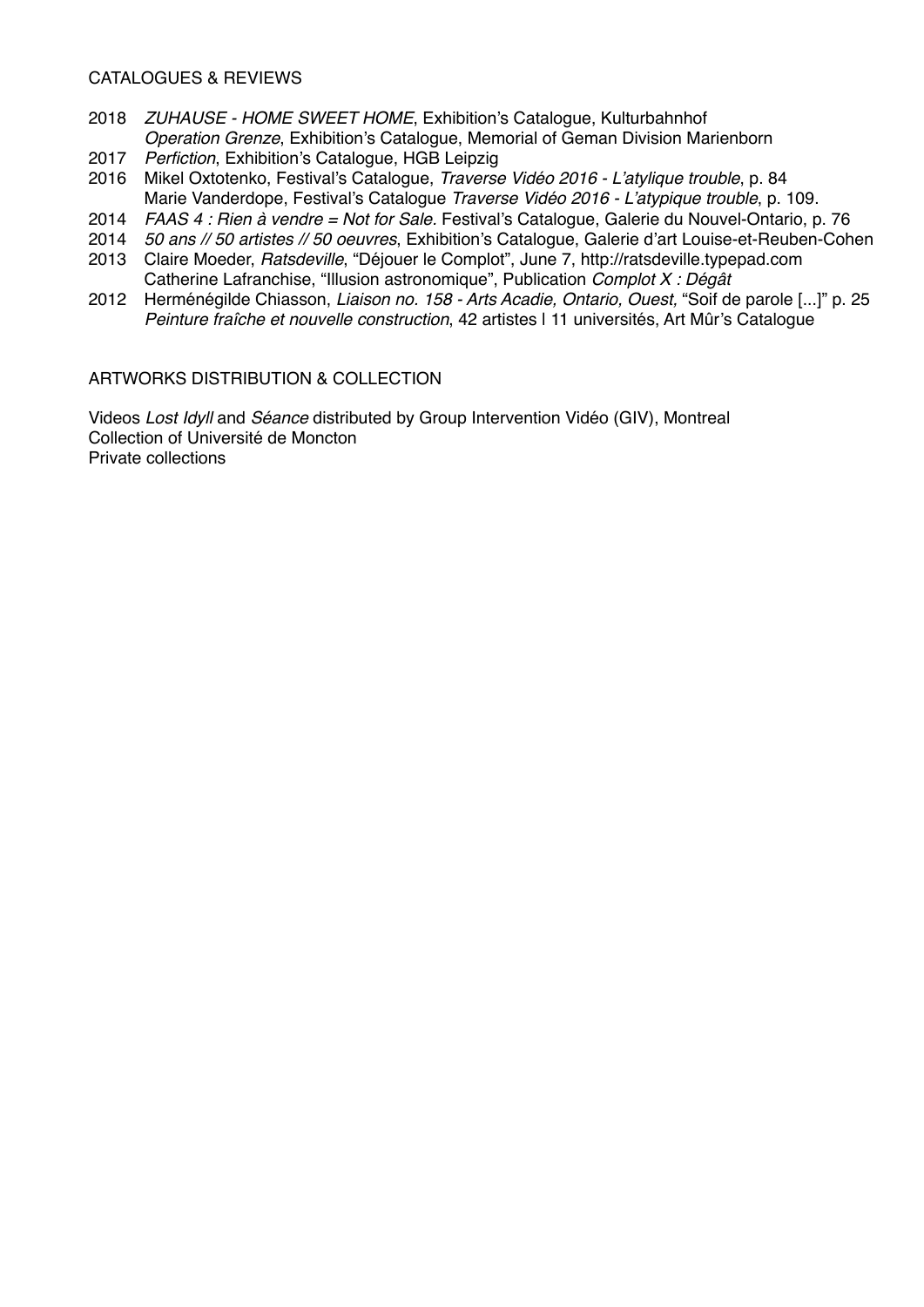CATALOGUES & REVIEWS

2018 *ZUHAUSE - HOME SWEET HOME*, Exhibition's Catalogue, Kulturbahnhof
*Operation Grenze*, Exhibition's Catalogue, Memorial of Geman Division Marienborn
2017 *Perfiction*, Exhibition's Catalogue, HGB Leipzig
2016 Mikel Oxtotenko, Festival's Catalogue, *Traverse Vidéo 2016 - L'atylique trouble*, p. 84
Marie Vanderdope, Festival's Catalogue *Traverse Vidéo 2016 - L'atypique trouble*, p. 109.
2014 *FAAS 4 : Rien à vendre = Not for Sale.* Festival's Catalogue, Galerie du Nouvel-Ontario, p. 76
2014 *50 ans // 50 artistes // 50 oeuvres*, Exhibition's Catalogue, Galerie d'art Louise-et-Reuben-Cohen
2013 Claire Moeder, *Ratsdeville*, "Déjouer le Complot", June 7, http://ratsdeville.typepad.com
Catherine Lafranchise, "Illusion astronomique", Publication *Complot X : Dégât*
2012 Herménégilde Chiasson, *Liaison no. 158 - Arts Acadie, Ontario, Ouest,* "Soif de parole [...]" p. 25
*Peinture fraîche et nouvelle construction*, 42 artistes | 11 universités, Art Mûr's Catalogue

ARTWORKS DISTRIBUTION & COLLECTION

Videos *Lost Idyll* and *Séance* distributed by Group Intervention Vidéo (GIV), Montreal
Collection of Université de Moncton
Private collections